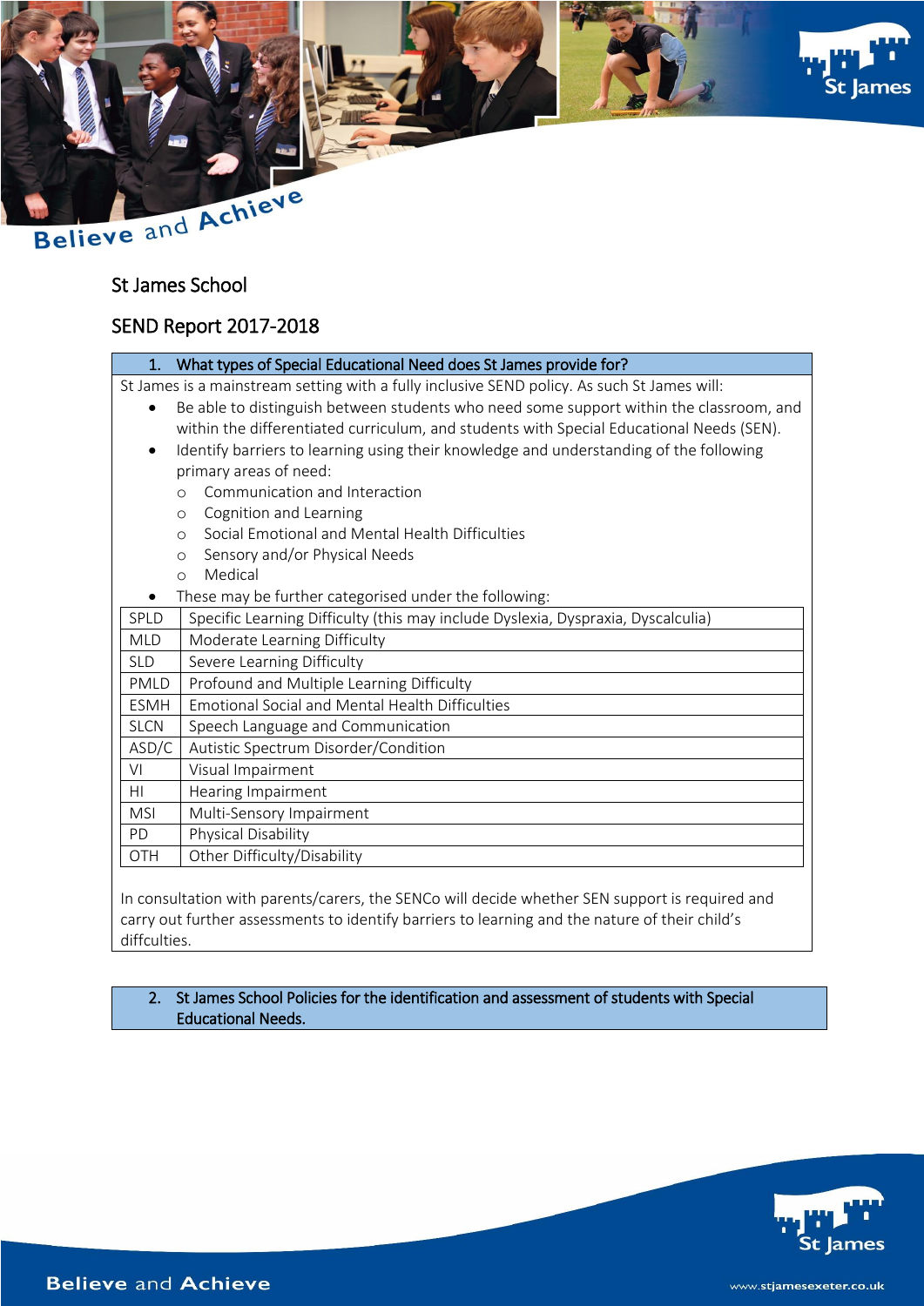# St James School

## SEND Report 2017-2018

### 1. What types of Special Educational Need does St James provide for?

St James is a mainstream setting with a fully inclusive SEND policy. As such St James will:

- Be able to distinguish between students who need some support within the classroom, and within the differentiated curriculum, and students with Special Educational Needs (SEN).
- Identify barriers to learning using their knowledge and understanding of the following primary areas of need:
    - Communication and Interaction
    - Cognition and Learning
    - Social Emotional and Mental Health Difficulties
    - Sensory and/or Physical Needs
    - Medical
- These may be further categorised under the following:

| | |
|---|---|
| SPLD | Specific Learning Difficulty (this may include Dyslexia, Dyspraxia, Dyscalculia) |
| MLD | Moderate Learning Difficulty |
| SLD | Severe Learning Difficulty |
| PMLD | Profound and Multiple Learning Difficulty |
| ESMH | Emotional Social and Mental Health Difficulties |
| SLCN | Speech Language and Communication |
| ASD/C | Autistic Spectrum Disorder/Condition |
| VI | Visual Impairment |
| HI | Hearing Impairment |
| MSI | Multi-Sensory Impairment |
| PD | Physical Disability |
| OTH | Other Difficulty/Disability |

In consultation with parents/carers, the SENCo will decide whether SEN support is required and carry out further assessments to identify barriers to learning and the nature of their child's diffculties.

### 2. St James School Policies for the identification and assessment of students with Special Educational Needs.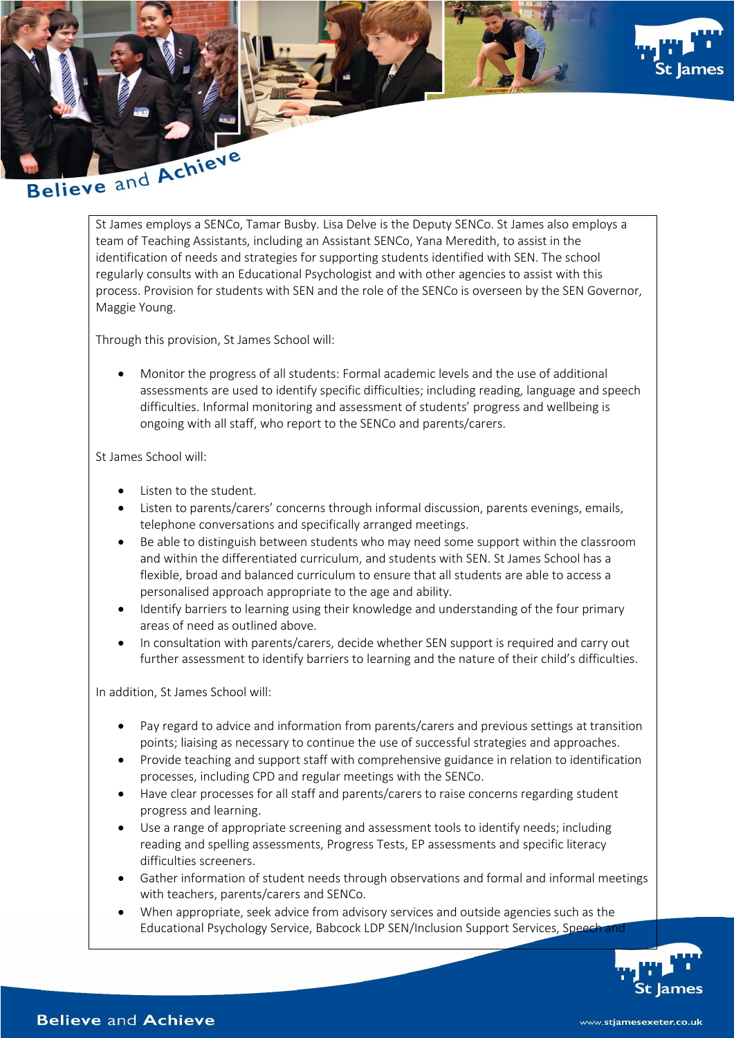St James employs a SENCo, Tamar Busby. Lisa Delve is the Deputy SENCo. St James also employs a team of Teaching Assistants, including an Assistant SENCo, Yana Meredith, to assist in the identification of needs and strategies for supporting students identified with SEN. The school regularly consults with an Educational Psychologist and with other agencies to assist with this process. Provision for students with SEN and the role of the SENCo is overseen by the SEN Governor, Maggie Young.

Through this provision, St James School will:

- Monitor the progress of all students: Formal academic levels and the use of additional assessments are used to identify specific difficulties; including reading, language and speech difficulties. Informal monitoring and assessment of students' progress and wellbeing is ongoing with all staff, who report to the SENCo and parents/carers.

St James School will:

- Listen to the student.
- Listen to parents/carers' concerns through informal discussion, parents evenings, emails, telephone conversations and specifically arranged meetings.
- Be able to distinguish between students who may need some support within the classroom and within the differentiated curriculum, and students with SEN. St James School has a flexible, broad and balanced curriculum to ensure that all students are able to access a personalised approach appropriate to the age and ability.
- Identify barriers to learning using their knowledge and understanding of the four primary areas of need as outlined above.
- In consultation with parents/carers, decide whether SEN support is required and carry out further assessment to identify barriers to learning and the nature of their child's difficulties.

In addition, St James School will:

- Pay regard to advice and information from parents/carers and previous settings at transition points; liaising as necessary to continue the use of successful strategies and approaches.
- Provide teaching and support staff with comprehensive guidance in relation to identification processes, including CPD and regular meetings with the SENCo.
- Have clear processes for all staff and parents/carers to raise concerns regarding student progress and learning.
- Use a range of appropriate screening and assessment tools to identify needs; including reading and spelling assessments, Progress Tests, EP assessments and specific literacy difficulties screeners.
- Gather information of student needs through observations and formal and informal meetings with teachers, parents/carers and SENCo.
- When appropriate, seek advice from advisory services and outside agencies such as the Educational Psychology Service, Babcock LDP SEN/Inclusion Support Services, Speech and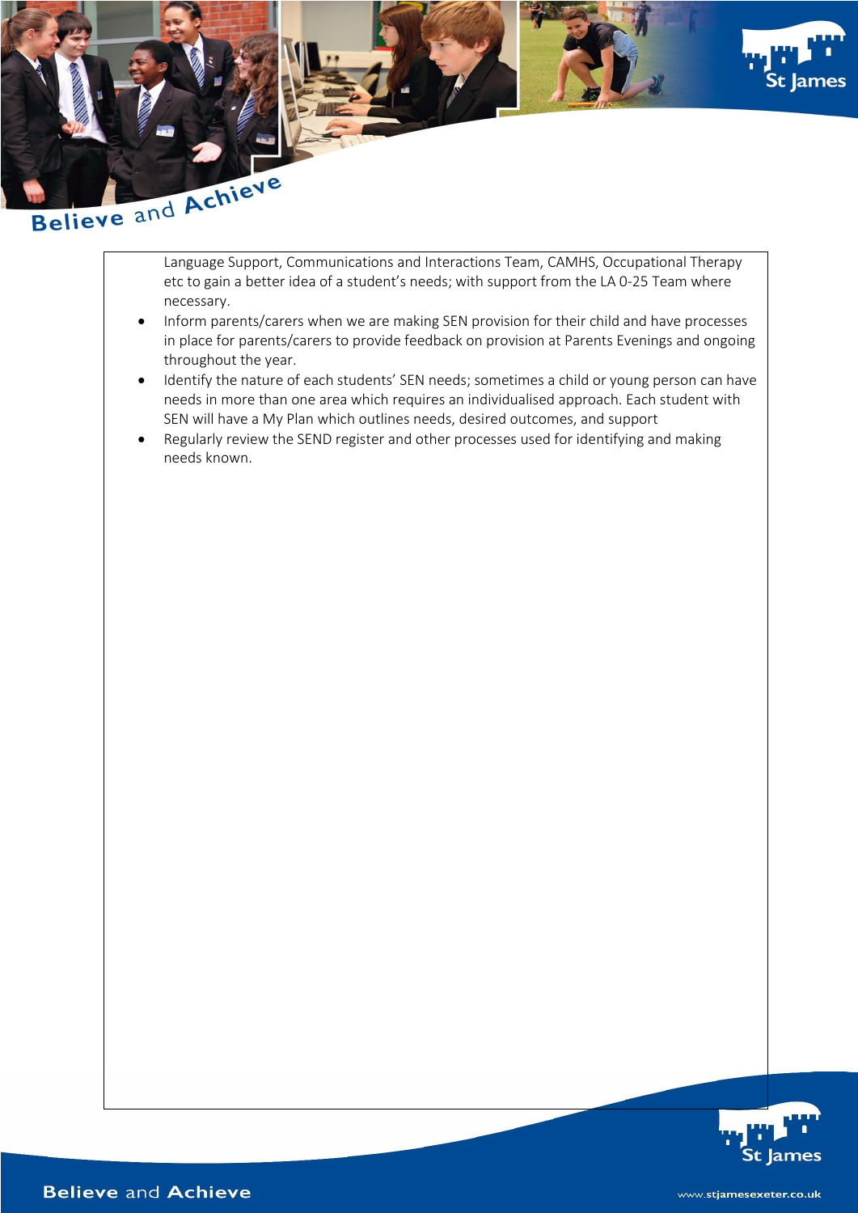Language Support, Communications and Interactions Team, CAMHS, Occupational Therapy etc to gain a better idea of a student's needs; with support from the LA 0-25 Team where necessary.

- Inform parents/carers when we are making SEN provision for their child and have processes in place for parents/carers to provide feedback on provision at Parents Evenings and ongoing throughout the year.
- Identify the nature of each students' SEN needs; sometimes a child or young person can have needs in more than one area which requires an individualised approach. Each student with SEN will have a My Plan which outlines needs, desired outcomes, and support
- Regularly review the SEND register and other processes used for identifying and making needs known.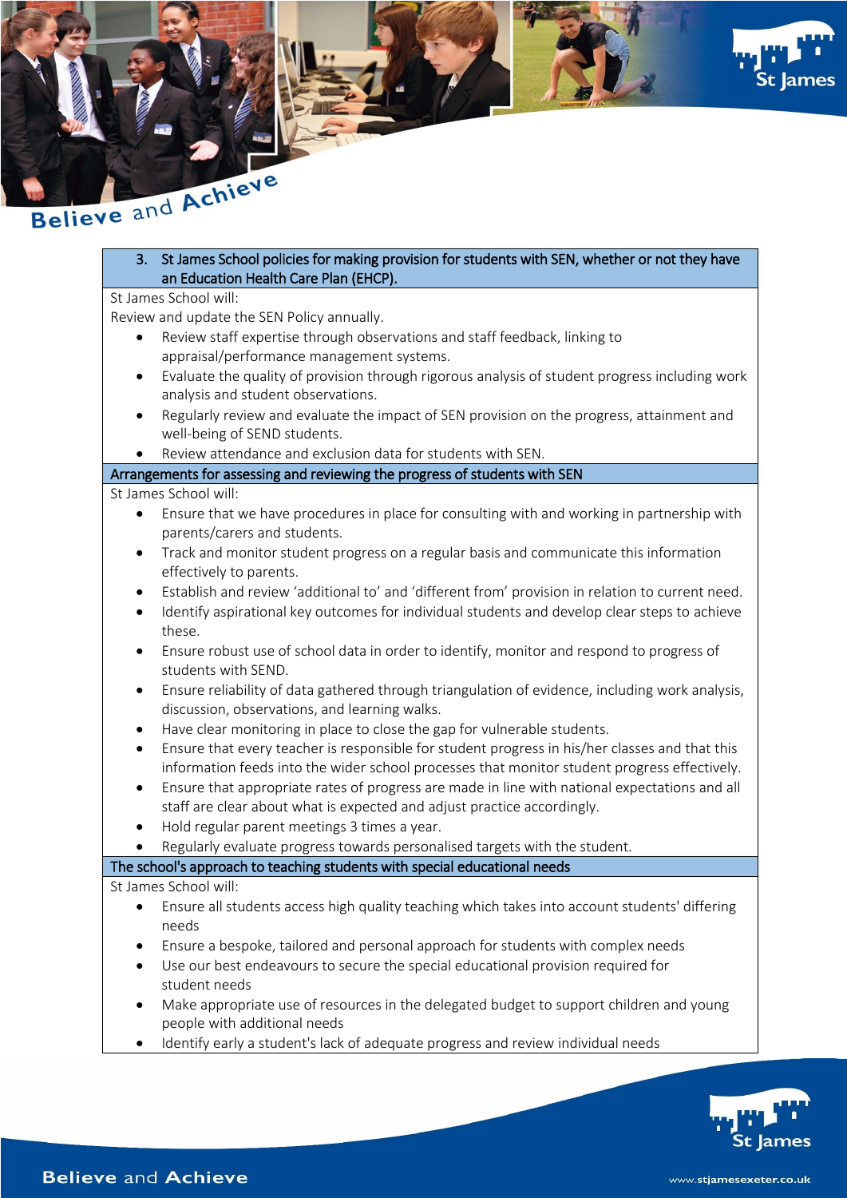## 3. St James School policies for making provision for students with SEN, whether or not they have an Education Health Care Plan (EHCP).

St James School will:

Review and update the SEN Policy annually.

- Review staff expertise through observations and staff feedback, linking to appraisal/performance management systems.
- Evaluate the quality of provision through rigorous analysis of student progress including work analysis and student observations.
- Regularly review and evaluate the impact of SEN provision on the progress, attainment and well-being of SEND students.
- Review attendance and exclusion data for students with SEN.

### Arrangements for assessing and reviewing the progress of students with SEN

St James School will:

- Ensure that we have procedures in place for consulting with and working in partnership with parents/carers and students.
- Track and monitor student progress on a regular basis and communicate this information effectively to parents.
- Establish and review 'additional to' and 'different from' provision in relation to current need.
- Identify aspirational key outcomes for individual students and develop clear steps to achieve these.
- Ensure robust use of school data in order to identify, monitor and respond to progress of students with SEND.
- Ensure reliability of data gathered through triangulation of evidence, including work analysis, discussion, observations, and learning walks.
- Have clear monitoring in place to close the gap for vulnerable students.
- Ensure that every teacher is responsible for student progress in his/her classes and that this information feeds into the wider school processes that monitor student progress effectively.
- Ensure that appropriate rates of progress are made in line with national expectations and all staff are clear about what is expected and adjust practice accordingly.
- Hold regular parent meetings 3 times a year.
- Regularly evaluate progress towards personalised targets with the student.

### The school's approach to teaching students with special educational needs

St James School will:

- Ensure all students access high quality teaching which takes into account students' differing needs
- Ensure a bespoke, tailored and personal approach for students with complex needs
- Use our best endeavours to secure the special educational provision required for student needs
- Make appropriate use of resources in the delegated budget to support children and young people with additional needs
- Identify early a student's lack of adequate progress and review individual needs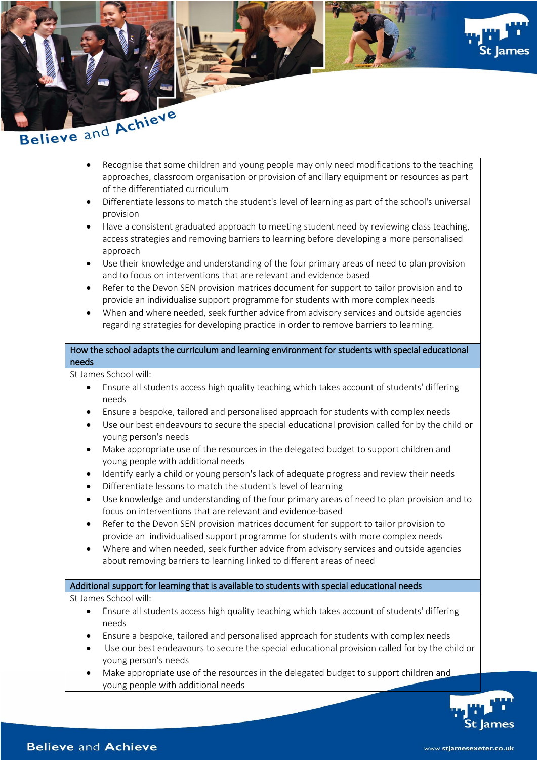- Recognise that some children and young people may only need modifications to the teaching approaches, classroom organisation or provision of ancillary equipment or resources as part of the differentiated curriculum
- Differentiate lessons to match the student's level of learning as part of the school's universal provision
- Have a consistent graduated approach to meeting student need by reviewing class teaching, access strategies and removing barriers to learning before developing a more personalised approach
- Use their knowledge and understanding of the four primary areas of need to plan provision and to focus on interventions that are relevant and evidence based
- Refer to the Devon SEN provision matrices document for support to tailor provision and to provide an individualise support programme for students with more complex needs
- When and where needed, seek further advice from advisory services and outside agencies regarding strategies for developing practice in order to remove barriers to learning.

## How the school adapts the curriculum and learning environment for students with special educational needs

St James School will:

- Ensure all students access high quality teaching which takes account of students' differing needs
- Ensure a bespoke, tailored and personalised approach for students with complex needs
- Use our best endeavours to secure the special educational provision called for by the child or young person's needs
- Make appropriate use of the resources in the delegated budget to support children and young people with additional needs
- Identify early a child or young person's lack of adequate progress and review their needs
- Differentiate lessons to match the student's level of learning
- Use knowledge and understanding of the four primary areas of need to plan provision and to focus on interventions that are relevant and evidence-based
- Refer to the Devon SEN provision matrices document for support to tailor provision to provide an individualised support programme for students with more complex needs
- Where and when needed, seek further advice from advisory services and outside agencies about removing barriers to learning linked to different areas of need

## Additional support for learning that is available to students with special educational needs

St James School will:

- Ensure all students access high quality teaching which takes account of students' differing needs
- Ensure a bespoke, tailored and personalised approach for students with complex needs
- Use our best endeavours to secure the special educational provision called for by the child or young person's needs
- Make appropriate use of the resources in the delegated budget to support children and young people with additional needs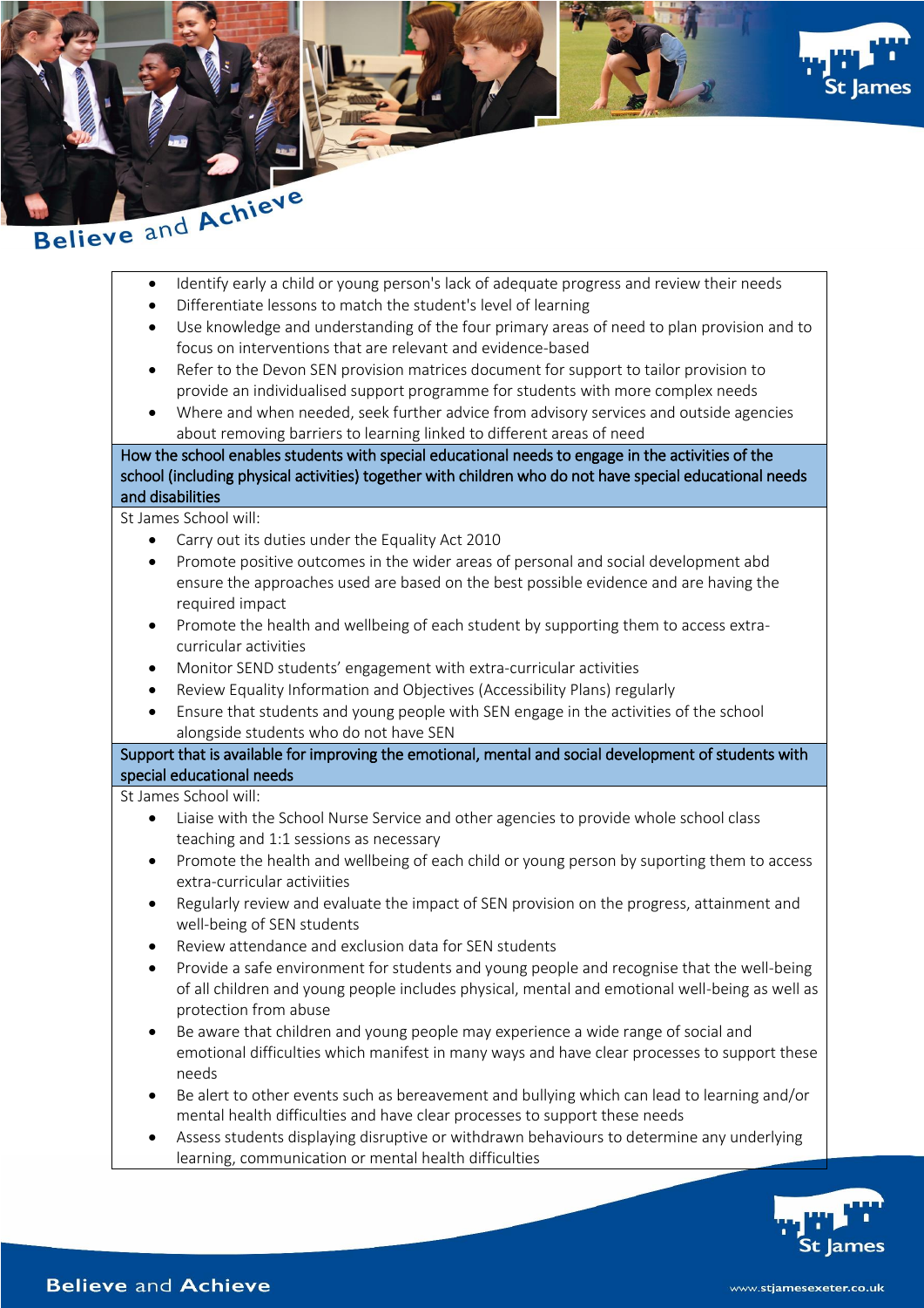- Identify early a child or young person's lack of adequate progress and review their needs
- Differentiate lessons to match the student's level of learning
- Use knowledge and understanding of the four primary areas of need to plan provision and to focus on interventions that are relevant and evidence-based
- Refer to the Devon SEN provision matrices document for support to tailor provision to provide an individualised support programme for students with more complex needs
- Where and when needed, seek further advice from advisory services and outside agencies about removing barriers to learning linked to different areas of need

## How the school enables students with special educational needs to engage in the activities of the school (including physical activities) together with children who do not have special educational needs and disabilities

St James School will:

- Carry out its duties under the Equality Act 2010
- Promote positive outcomes in the wider areas of personal and social development abd ensure the approaches used are based on the best possible evidence and are having the required impact
- Promote the health and wellbeing of each student by supporting them to access extra-curricular activities
- Monitor SEND students' engagement with extra-curricular activities
- Review Equality Information and Objectives (Accessibility Plans) regularly
- Ensure that students and young people with SEN engage in the activities of the school alongside students who do not have SEN

## Support that is available for improving the emotional, mental and social development of students with special educational needs

St James School will:

- Liaise with the School Nurse Service and other agencies to provide whole school class teaching and 1:1 sessions as necessary
- Promote the health and wellbeing of each child or young person by suporting them to access extra-curricular activiities
- Regularly review and evaluate the impact of SEN provision on the progress, attainment and well-being of SEN students
- Review attendance and exclusion data for SEN students
- Provide a safe environment for students and young people and recognise that the well-being of all children and young people includes physical, mental and emotional well-being as well as protection from abuse
- Be aware that children and young people may experience a wide range of social and emotional difficulties which manifest in many ways and have clear processes to support these needs
- Be alert to other events such as bereavement and bullying which can lead to learning and/or mental health difficulties and have clear processes to support these needs
- Assess students displaying disruptive or withdrawn behaviours to determine any underlying learning, communication or mental health difficulties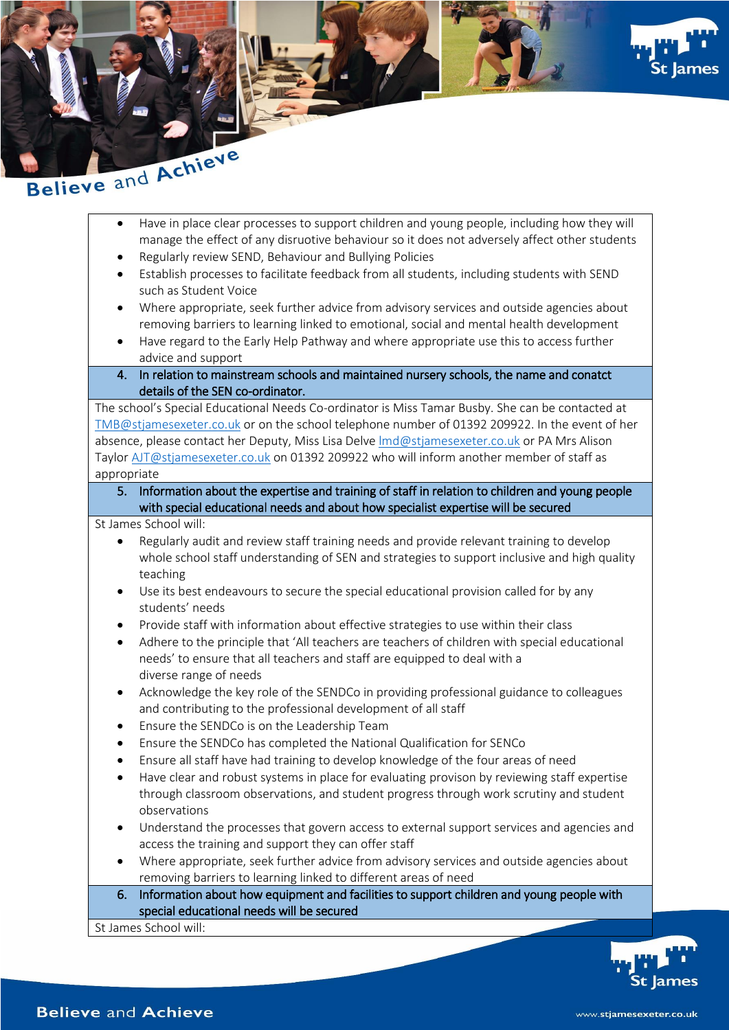- Have in place clear processes to support children and young people, including how they will manage the effect of any disruotive behaviour so it does not adversely affect other students
- Regularly review SEND, Behaviour and Bullying Policies
- Establish processes to facilitate feedback from all students, including students with SEND such as Student Voice
- Where appropriate, seek further advice from advisory services and outside agencies about removing barriers to learning linked to emotional, social and mental health development
- Have regard to the Early Help Pathway and where appropriate use this to access further advice and support

## 4. In relation to mainstream schools and maintained nursery schools, the name and conatct details of the SEN co-ordinator.

The school's Special Educational Needs Co-ordinator is Miss Tamar Busby. She can be contacted at TMB@stjamesexeter.co.uk or on the school telephone number of 01392 209922. In the event of her absence, please contact her Deputy, Miss Lisa Delve lmd@stjamesexeter.co.uk or PA Mrs Alison Taylor AJT@stjamesexeter.co.uk on 01392 209922 who will inform another member of staff as appropriate

## 5. Information about the expertise and training of staff in relation to children and young people with special educational needs and about how specialist expertise will be secured

St James School will:

- Regularly audit and review staff training needs and provide relevant training to develop whole school staff understanding of SEN and strategies to support inclusive and high quality teaching
- Use its best endeavours to secure the special educational provision called for by any students' needs
- Provide staff with information about effective strategies to use within their class
- Adhere to the principle that 'All teachers are teachers of children with special educational needs' to ensure that all teachers and staff are equipped to deal with a diverse range of needs
- Acknowledge the key role of the SENDCo in providing professional guidance to colleagues and contributing to the professional development of all staff
- Ensure the SENDCo is on the Leadership Team
- Ensure the SENDCo has completed the National Qualification for SENCo
- Ensure all staff have had training to develop knowledge of the four areas of need
- Have clear and robust systems in place for evaluating provison by reviewing staff expertise through classroom observations, and student progress through work scrutiny and student observations
- Understand the processes that govern access to external support services and agencies and access the training and support they can offer staff
- Where appropriate, seek further advice from advisory services and outside agencies about removing barriers to learning linked to different areas of need

## 6. Information about how equipment and facilities to support children and young people with special educational needs will be secured

St James School will: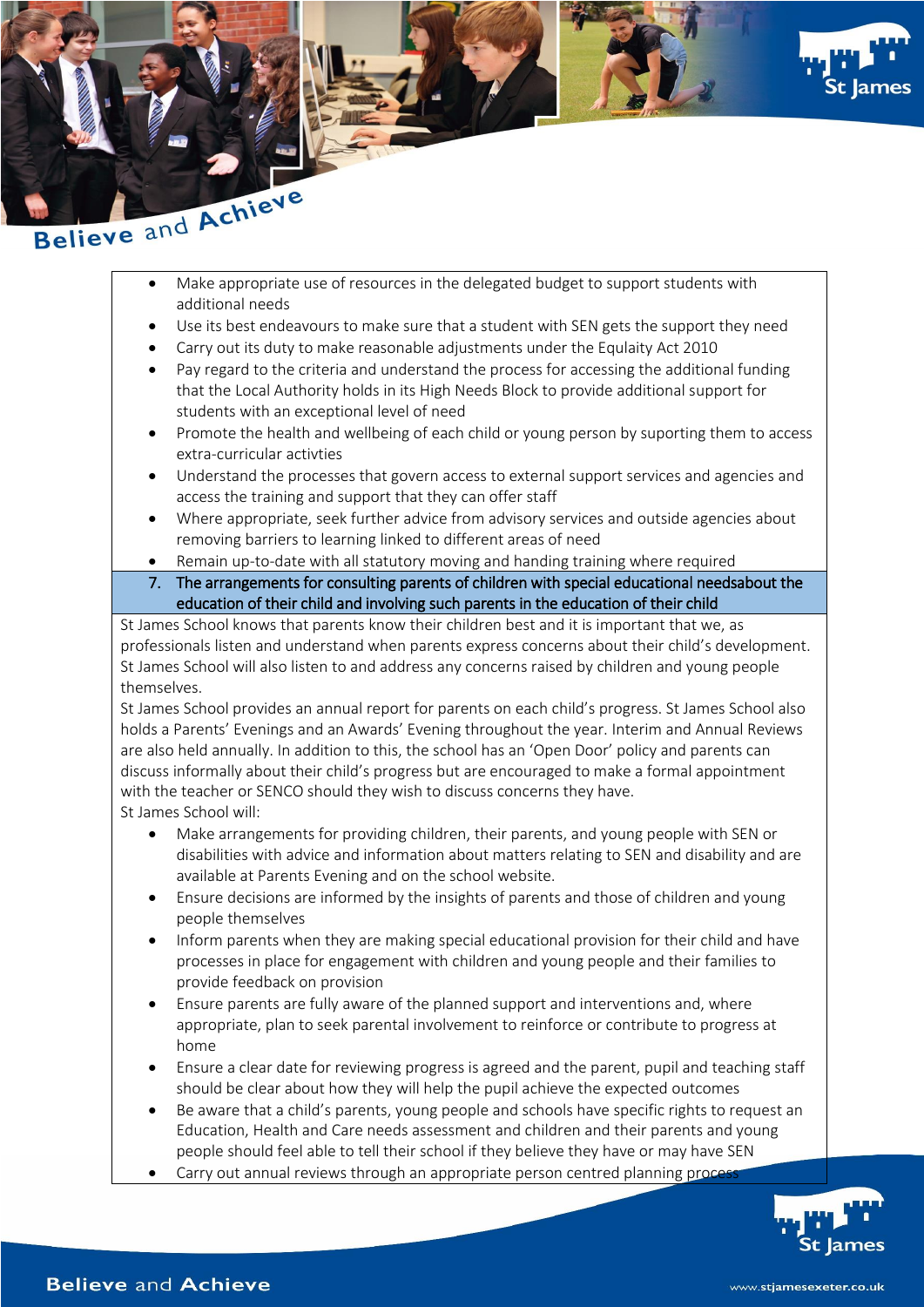- Make appropriate use of resources in the delegated budget to support students with additional needs
- Use its best endeavours to make sure that a student with SEN gets the support they need
- Carry out its duty to make reasonable adjustments under the Equlaity Act 2010
- Pay regard to the criteria and understand the process for accessing the additional funding that the Local Authority holds in its High Needs Block to provide additional support for students with an exceptional level of need
- Promote the health and wellbeing of each child or young person by suporting them to access extra-curricular activties
- Understand the processes that govern access to external support services and agencies and access the training and support that they can offer staff
- Where appropriate, seek further advice from advisory services and outside agencies about removing barriers to learning linked to different areas of need
- Remain up-to-date with all statutory moving and handing training where required

## 7. The arrangements for consulting parents of children with special educational needsabout the education of their child and involving such parents in the education of their child

St James School knows that parents know their children best and it is important that we, as professionals listen and understand when parents express concerns about their child's development. St James School will also listen to and address any concerns raised by children and young people themselves.

St James School provides an annual report for parents on each child's progress. St James School also holds a Parents' Evenings and an Awards' Evening throughout the year. Interim and Annual Reviews are also held annually. In addition to this, the school has an 'Open Door' policy and parents can discuss informally about their child's progress but are encouraged to make a formal appointment with the teacher or SENCO should they wish to discuss concerns they have.

St James School will:

- Make arrangements for providing children, their parents, and young people with SEN or disabilities with advice and information about matters relating to SEN and disability and are available at Parents Evening and on the school website.
- Ensure decisions are informed by the insights of parents and those of children and young people themselves
- Inform parents when they are making special educational provision for their child and have processes in place for engagement with children and young people and their families to provide feedback on provision
- Ensure parents are fully aware of the planned support and interventions and, where appropriate, plan to seek parental involvement to reinforce or contribute to progress at home
- Ensure a clear date for reviewing progress is agreed and the parent, pupil and teaching staff should be clear about how they will help the pupil achieve the expected outcomes
- Be aware that a child's parents, young people and schools have specific rights to request an Education, Health and Care needs assessment and children and their parents and young people should feel able to tell their school if they believe they have or may have SEN
- Carry out annual reviews through an appropriate person centred planning process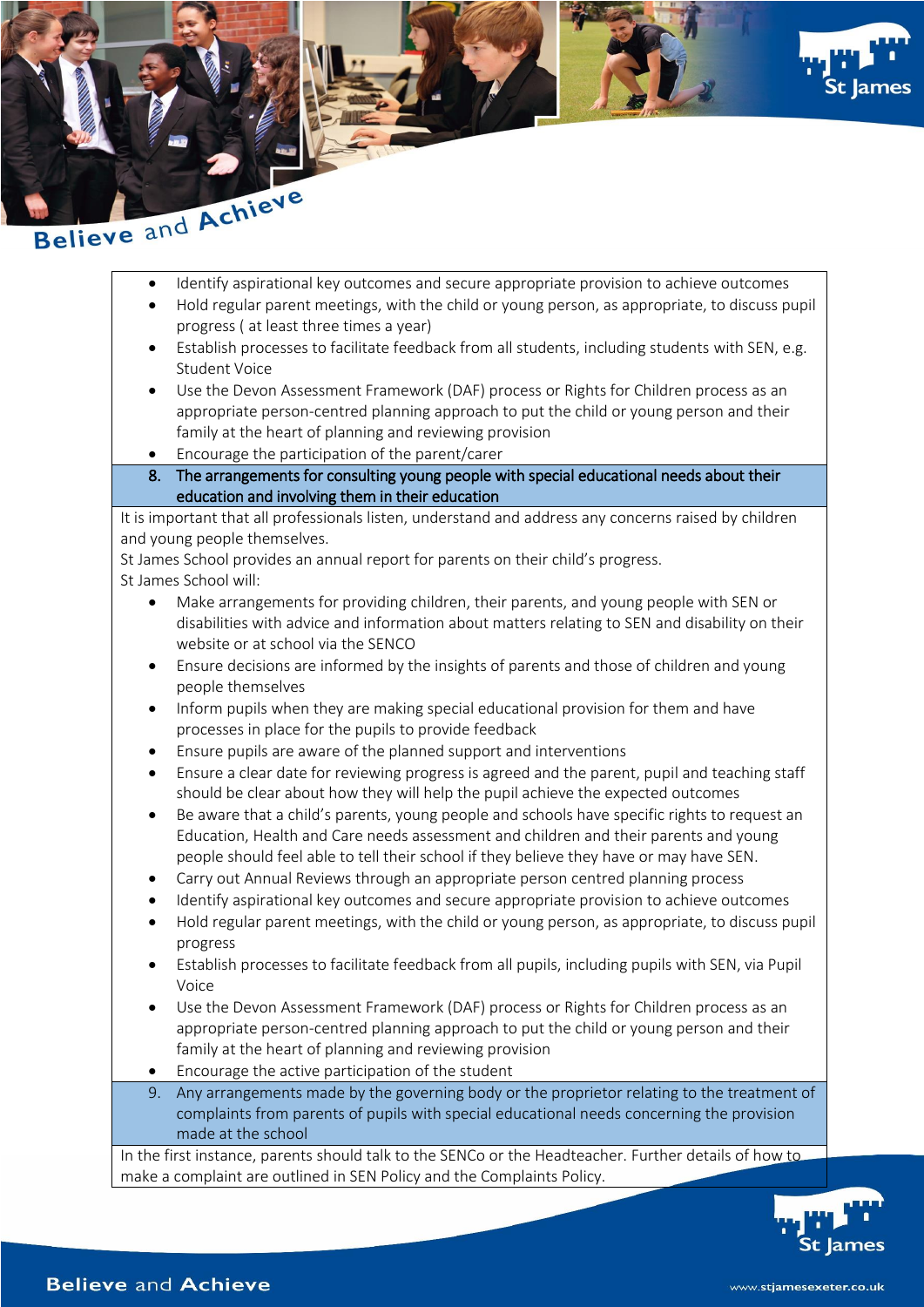- Identify aspirational key outcomes and secure appropriate provision to achieve outcomes
- Hold regular parent meetings, with the child or young person, as appropriate, to discuss pupil progress ( at least three times a year)
- Establish processes to facilitate feedback from all students, including students with SEN, e.g. Student Voice
- Use the Devon Assessment Framework (DAF) process or Rights for Children process as an appropriate person-centred planning approach to put the child or young person and their family at the heart of planning and reviewing provision
- Encourage the participation of the parent/carer

## 8. The arrangements for consulting young people with special educational needs about their education and involving them in their education

It is important that all professionals listen, understand and address any concerns raised by children and young people themselves.

St James School provides an annual report for parents on their child's progress.

St James School will:

- Make arrangements for providing children, their parents, and young people with SEN or disabilities with advice and information about matters relating to SEN and disability on their website or at school via the SENCO
- Ensure decisions are informed by the insights of parents and those of children and young people themselves
- Inform pupils when they are making special educational provision for them and have processes in place for the pupils to provide feedback
- Ensure pupils are aware of the planned support and interventions
- Ensure a clear date for reviewing progress is agreed and the parent, pupil and teaching staff should be clear about how they will help the pupil achieve the expected outcomes
- Be aware that a child's parents, young people and schools have specific rights to request an Education, Health and Care needs assessment and children and their parents and young people should feel able to tell their school if they believe they have or may have SEN.
- Carry out Annual Reviews through an appropriate person centred planning process
- Identify aspirational key outcomes and secure appropriate provision to achieve outcomes
- Hold regular parent meetings, with the child or young person, as appropriate, to discuss pupil progress
- Establish processes to facilitate feedback from all pupils, including pupils with SEN, via Pupil Voice
- Use the Devon Assessment Framework (DAF) process or Rights for Children process as an appropriate person-centred planning approach to put the child or young person and their family at the heart of planning and reviewing provision
- Encourage the active participation of the student

## 9. Any arrangements made by the governing body or the proprietor relating to the treatment of complaints from parents of pupils with special educational needs concerning the provision made at the school

In the first instance, parents should talk to the SENCo or the Headteacher. Further details of how to make a complaint are outlined in SEN Policy and the Complaints Policy.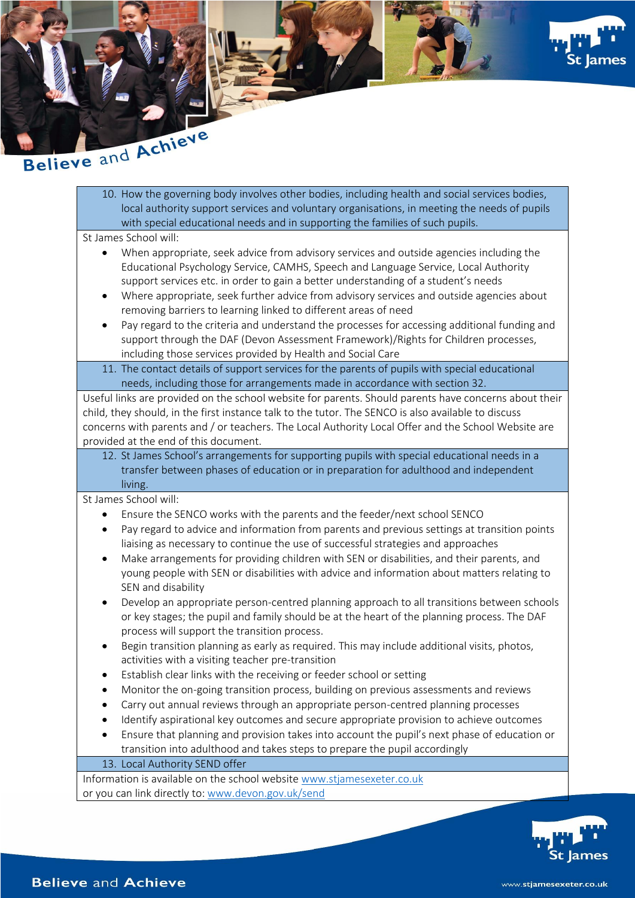| |
|---|
| 10. How the governing body involves other bodies, including health and social services bodies, local authority support services and voluntary organisations, in meeting the needs of pupils with special educational needs and in supporting the families of such pupils. |
| St James School will:<br>• When appropriate, seek advice from advisory services and outside agencies including the Educational Psychology Service, CAMHS, Speech and Language Service, Local Authority support services etc. in order to gain a better understanding of a student's needs<br>• Where appropriate, seek further advice from advisory services and outside agencies about removing barriers to learning linked to different areas of need<br>• Pay regard to the criteria and understand the processes for accessing additional funding and support through the DAF (Devon Assessment Framework)/Rights for Children processes, including those services provided by Health and Social Care |
| 11. The contact details of support services for the parents of pupils with special educational needs, including those for arrangements made in accordance with section 32. |
| Useful links are provided on the school website for parents. Should parents have concerns about their child, they should, in the first instance talk to the tutor. The SENCO is also available to discuss concerns with parents and / or teachers. The Local Authority Local Offer and the School Website are provided at the end of this document. |
| 12. St James School's arrangements for supporting pupils with special educational needs in a transfer between phases of education or in preparation for adulthood and independent living. |
| St James School will:<br>• Ensure the SENCO works with the parents and the feeder/next school SENCO<br>• Pay regard to advice and information from parents and previous settings at transition points liaising as necessary to continue the use of successful strategies and approaches<br>• Make arrangements for providing children with SEN or disabilities, and their parents, and young people with SEN or disabilities with advice and information about matters relating to SEN and disability<br>• Develop an appropriate person-centred planning approach to all transitions between schools or key stages; the pupil and family should be at the heart of the planning process. The DAF process will support the transition process.<br>• Begin transition planning as early as required. This may include additional visits, photos, activities with a visiting teacher pre-transition<br>• Establish clear links with the receiving or feeder school or setting<br>• Monitor the on-going transition process, building on previous assessments and reviews<br>• Carry out annual reviews through an appropriate person-centred planning processes<br>• Identify aspirational key outcomes and secure appropriate provision to achieve outcomes<br>• Ensure that planning and provision takes into account the pupil's next phase of education or transition into adulthood and takes steps to prepare the pupil accordingly |
| 13. Local Authority SEND offer |
| Information is available on the school website [www.stjamesexeter.co.uk](http://www.stjamesexeter.co.uk)<br>or you can link directly to: [www.devon.gov.uk/send](http://www.devon.gov.uk/send) |